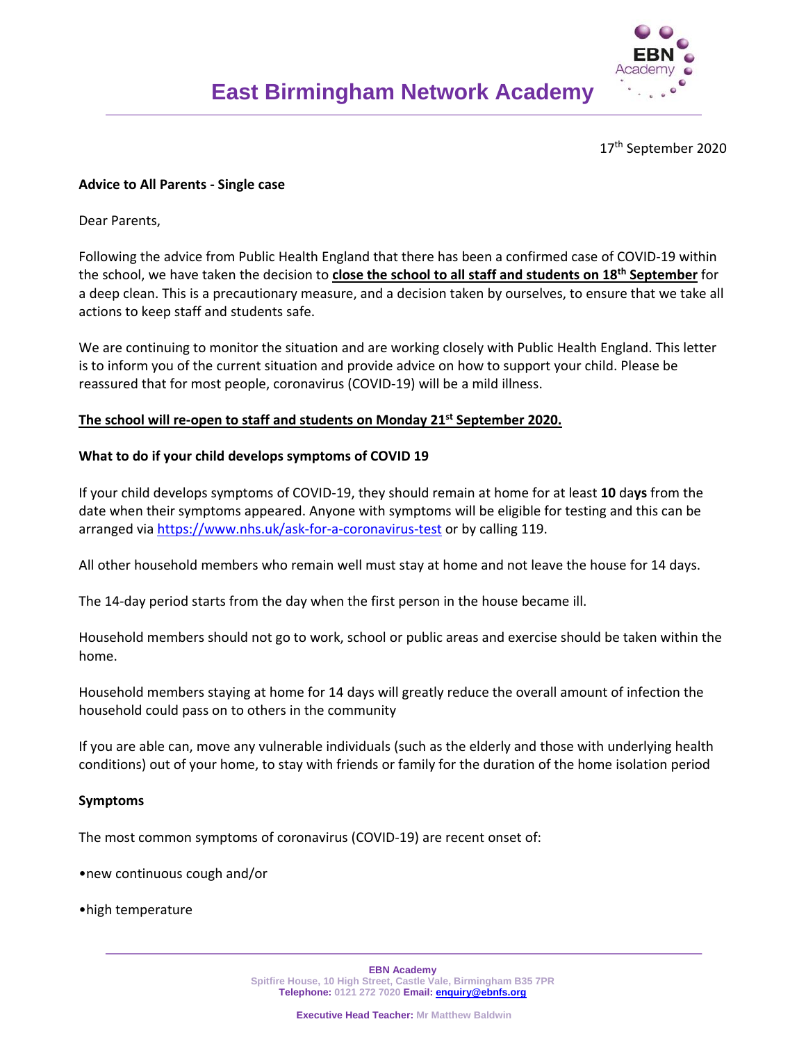# East Birmingham Network Academy

17th September 2020

**Advice to All Parents - Single case**

Dear Parents,

Following the advice from Public Health England that there has been a confirmed case of COVID-19 within the school, we have taken the decision to **close the school to all staff and students on 18th September** for a deep clean. This is a precautionary measure, and a decision taken by ourselves, to ensure that we take all actions to keep staff and students safe.

We are continuing to monitor the situation and are working closely with Public Health England. This letter is to inform you of the current situation and provide advice on how to support your child. Please be reassured that for most people, coronavirus (COVID-19) will be a mild illness.

**The school will re-open to staff and students on Monday 21st September 2020.**

**What to do if your child develops symptoms of COVID 19**

If your child develops symptoms of COVID-19, they should remain at home for at least **10** da**ys** from the date when their symptoms appeared. Anyone with symptoms will be eligible for testing and this can be arranged via https://www.nhs.uk/ask-for-a-coronavirus-test or by calling 119.

All other household members who remain well must stay at home and not leave the house for 14 days.

The 14-day period starts from the day when the first person in the house became ill.

Household members should not go to work, school or public areas and exercise should be taken within the home.

Household members staying at home for 14 days will greatly reduce the overall amount of infection the household could pass on to others in the community

If you are able can, move any vulnerable individuals (such as the elderly and those with underlying health conditions) out of your home, to stay with friends or family for the duration of the home isolation period

**Symptoms**

The most common symptoms of coronavirus (COVID-19) are recent onset of:

•new continuous cough and/or

•high temperature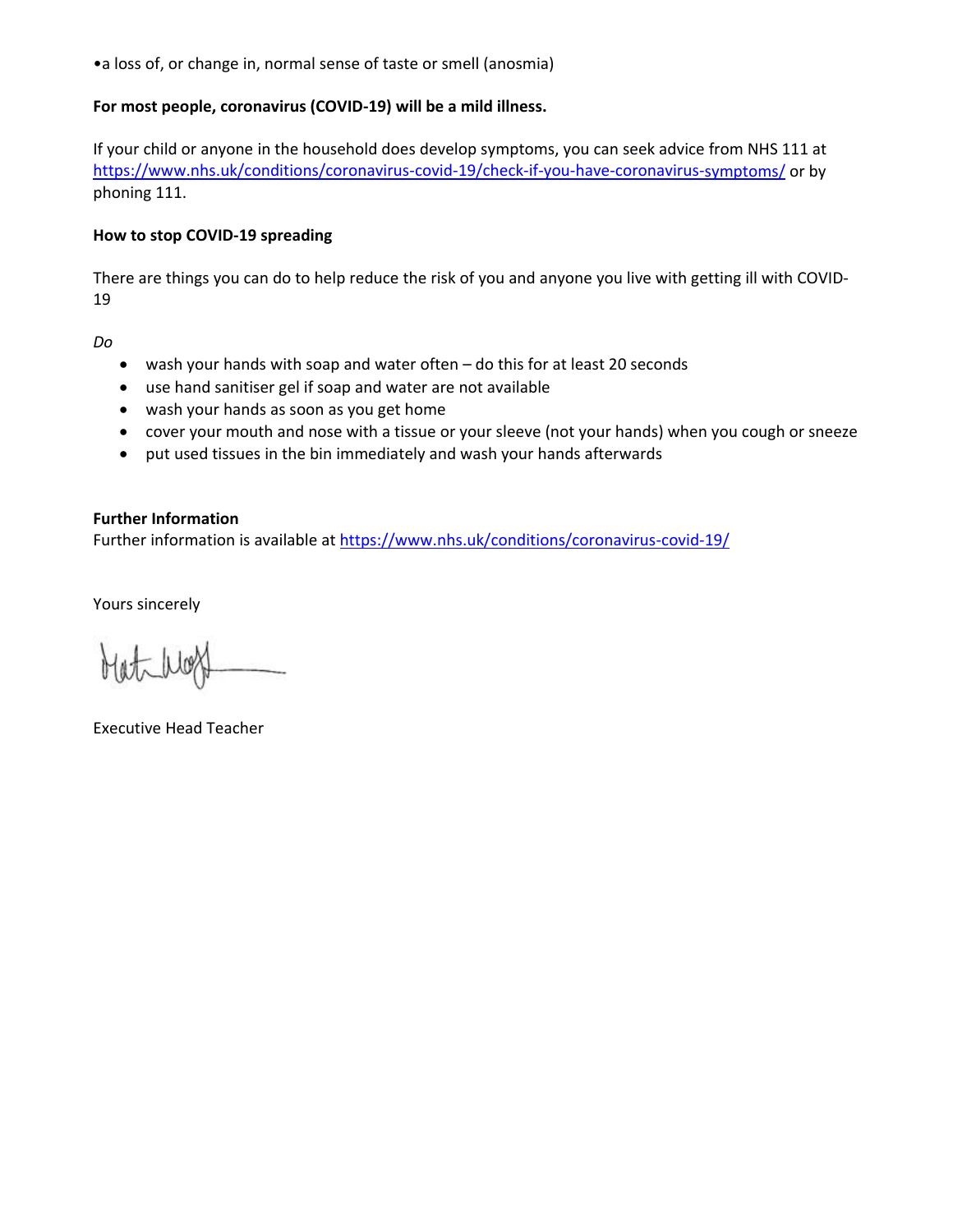•a loss of, or change in, normal sense of taste or smell (anosmia)

**For most people, coronavirus (COVID-19) will be a mild illness.**

If your child or anyone in the household does develop symptoms, you can seek advice from NHS 111 at https://www.nhs.uk/conditions/coronavirus-covid-19/check-if-you-have-coronavirus-symptoms/ or by phoning 111.

**How to stop COVID-19 spreading**

There are things you can do to help reduce the risk of you and anyone you live with getting ill with COVID-19

*Do*

- wash your hands with soap and water often – do this for at least 20 seconds
- use hand sanitiser gel if soap and water are not available
- wash your hands as soon as you get home
- cover your mouth and nose with a tissue or your sleeve (not your hands) when you cough or sneeze
- put used tissues in the bin immediately and wash your hands afterwards

**Further Information**

Further information is available at https://www.nhs.uk/conditions/coronavirus-covid-19/

Yours sincerely

Executive Head Teacher